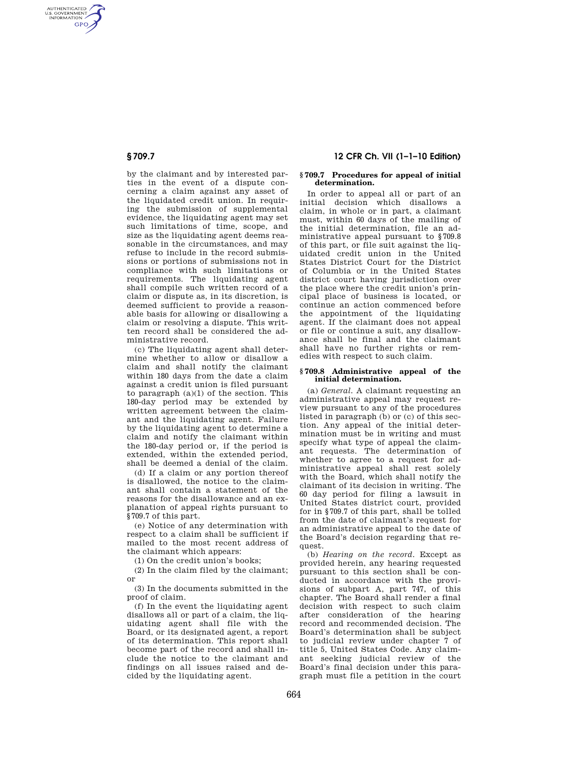by the claimant and by interested parties in the event of a dispute concerning a claim against any asset of the liquidated credit union. In requiring the submission of supplemental evidence, the liquidating agent may set such limitations of time, scope, and size as the liquidating agent deems reasonable in the circumstances, and may refuse to include in the record submissions or portions of submissions not in compliance with such limitations or requirements. The liquidating agent shall compile such written record of a claim or dispute as, in its discretion, is deemed sufficient to provide a reasonable basis for allowing or disallowing a claim or resolving a dispute. This written record shall be considered the administrative record.

(c) The liquidating agent shall determine whether to allow or disallow a claim and shall notify the claimant within 180 days from the date a claim against a credit union is filed pursuant to paragraph (a)(1) of the section. This 180-day period may be extended by written agreement between the claimant and the liquidating agent. Failure by the liquidating agent to determine a claim and notify the claimant within the 180-day period or, if the period is extended, within the extended period, shall be deemed a denial of the claim.

(d) If a claim or any portion thereof is disallowed, the notice to the claimant shall contain a statement of the reasons for the disallowance and an explanation of appeal rights pursuant to §709.7 of this part.

(e) Notice of any determination with respect to a claim shall be sufficient if mailed to the most recent address of the claimant which appears:

(1) On the credit union's books;

(2) In the claim filed by the claimant; or

(3) In the documents submitted in the proof of claim.

(f) In the event the liquidating agent disallows all or part of a claim, the liquidating agent shall file with the Board, or its designated agent, a report of its determination. This report shall become part of the record and shall include the notice to the claimant and findings on all issues raised and decided by the liquidating agent.

### § 709.7 Procedures for appeal of initial determination.

In order to appeal all or part of an initial decision which disallows a claim, in whole or in part, a claimant must, within 60 days of the mailing of the initial determination, file an administrative appeal pursuant to §709.8 of this part, or file suit against the liquidated credit union in the United States District Court for the District of Columbia or in the United States district court having jurisdiction over the place where the credit union's principal place of business is located, or continue an action commenced before the appointment of the liquidating agent. If the claimant does not appeal or file or continue a suit, any disallowance shall be final and the claimant shall have no further rights or remedies with respect to such claim.

### § 709.8 Administrative appeal of the initial determination.

(a) *General.* A claimant requesting an administrative appeal may request review pursuant to any of the procedures listed in paragraph (b) or (c) of this section. Any appeal of the initial determination must be in writing and must specify what type of appeal the claimant requests. The determination of whether to agree to a request for administrative appeal shall rest solely with the Board, which shall notify the claimant of its decision in writing. The 60 day period for filing a lawsuit in United States district court, provided for in §709.7 of this part, shall be tolled from the date of claimant's request for an administrative appeal to the date of the Board's decision regarding that request.

(b) *Hearing on the record.* Except as provided herein, any hearing requested pursuant to this section shall be conducted in accordance with the provisions of subpart A, part 747, of this chapter. The Board shall render a final decision with respect to such claim after consideration of the hearing record and recommended decision. The Board's determination shall be subject to judicial review under chapter 7 of title 5, United States Code. Any claimant seeking judicial review of the Board's final decision under this paragraph must file a petition in the court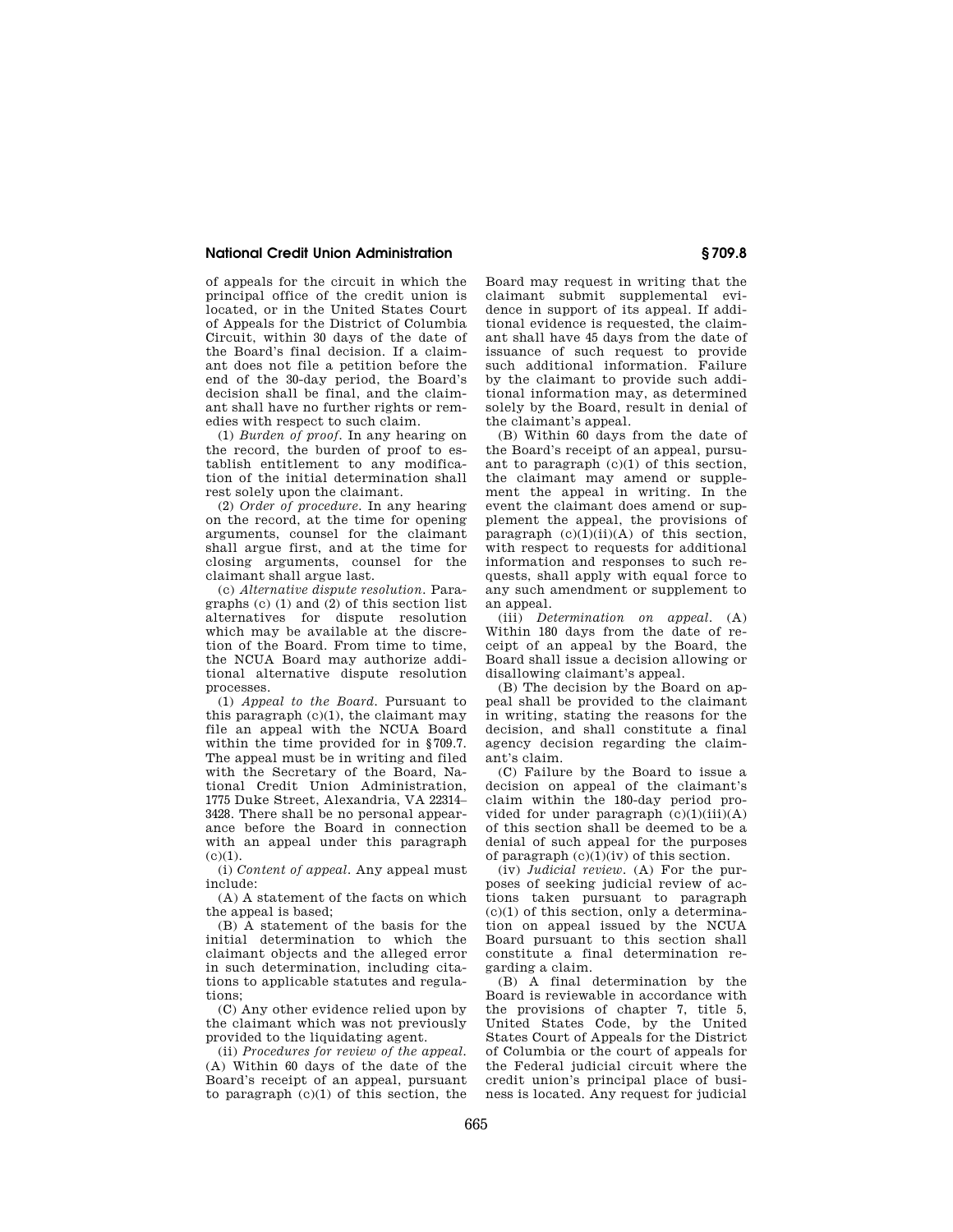of appeals for the circuit in which the principal office of the credit union is located, or in the United States Court of Appeals for the District of Columbia Circuit, within 30 days of the date of the Board's final decision. If a claimant does not file a petition before the end of the 30-day period, the Board's decision shall be final, and the claimant shall have no further rights or remedies with respect to such claim.

(1) *Burden of proof.* In any hearing on the record, the burden of proof to establish entitlement to any modification of the initial determination shall rest solely upon the claimant.

(2) *Order of procedure.* In any hearing on the record, at the time for opening arguments, counsel for the claimant shall argue first, and at the time for closing arguments, counsel for the claimant shall argue last.

(c) *Alternative dispute resolution.* Paragraphs (c) (1) and (2) of this section list alternatives for dispute resolution which may be available at the discretion of the Board. From time to time, the NCUA Board may authorize additional alternative dispute resolution processes.

(1) *Appeal to the Board.* Pursuant to this paragraph (c)(1), the claimant may file an appeal with the NCUA Board within the time provided for in §709.7. The appeal must be in writing and filed with the Secretary of the Board, National Credit Union Administration, 1775 Duke Street, Alexandria, VA 22314–3428. There shall be no personal appearance before the Board in connection with an appeal under this paragraph (c)(1).

(i) *Content of appeal.* Any appeal must include:

(A) A statement of the facts on which the appeal is based;

(B) A statement of the basis for the initial determination to which the claimant objects and the alleged error in such determination, including citations to applicable statutes and regulations;

(C) Any other evidence relied upon by the claimant which was not previously provided to the liquidating agent.

(ii) *Procedures for review of the appeal.* (A) Within 60 days of the date of the Board's receipt of an appeal, pursuant to paragraph (c)(1) of this section, the Board may request in writing that the claimant submit supplemental evidence in support of its appeal. If additional evidence is requested, the claimant shall have 45 days from the date of issuance of such request to provide such additional information. Failure by the claimant to provide such additional information may, as determined solely by the Board, result in denial of the claimant's appeal.

(B) Within 60 days from the date of the Board's receipt of an appeal, pursuant to paragraph (c)(1) of this section, the claimant may amend or supplement the appeal in writing. In the event the claimant does amend or supplement the appeal, the provisions of paragraph (c)(1)(ii)(A) of this section, with respect to requests for additional information and responses to such requests, shall apply with equal force to any such amendment or supplement to an appeal.

(iii) *Determination on appeal.* (A) Within 180 days from the date of receipt of an appeal by the Board, the Board shall issue a decision allowing or disallowing claimant's appeal.

(B) The decision by the Board on appeal shall be provided to the claimant in writing, stating the reasons for the decision, and shall constitute a final agency decision regarding the claimant's claim.

(C) Failure by the Board to issue a decision on appeal of the claimant's claim within the 180-day period provided for under paragraph (c)(1)(iii)(A) of this section shall be deemed to be a denial of such appeal for the purposes of paragraph (c)(1)(iv) of this section.

(iv) *Judicial review.* (A) For the purposes of seeking judicial review of actions taken pursuant to paragraph (c)(1) of this section, only a determination on appeal issued by the NCUA Board pursuant to this section shall constitute a final determination regarding a claim.

(B) A final determination by the Board is reviewable in accordance with the provisions of chapter 7, title 5, United States Code, by the United States Court of Appeals for the District of Columbia or the court of appeals for the Federal judicial circuit where the credit union's principal place of business is located. Any request for judicial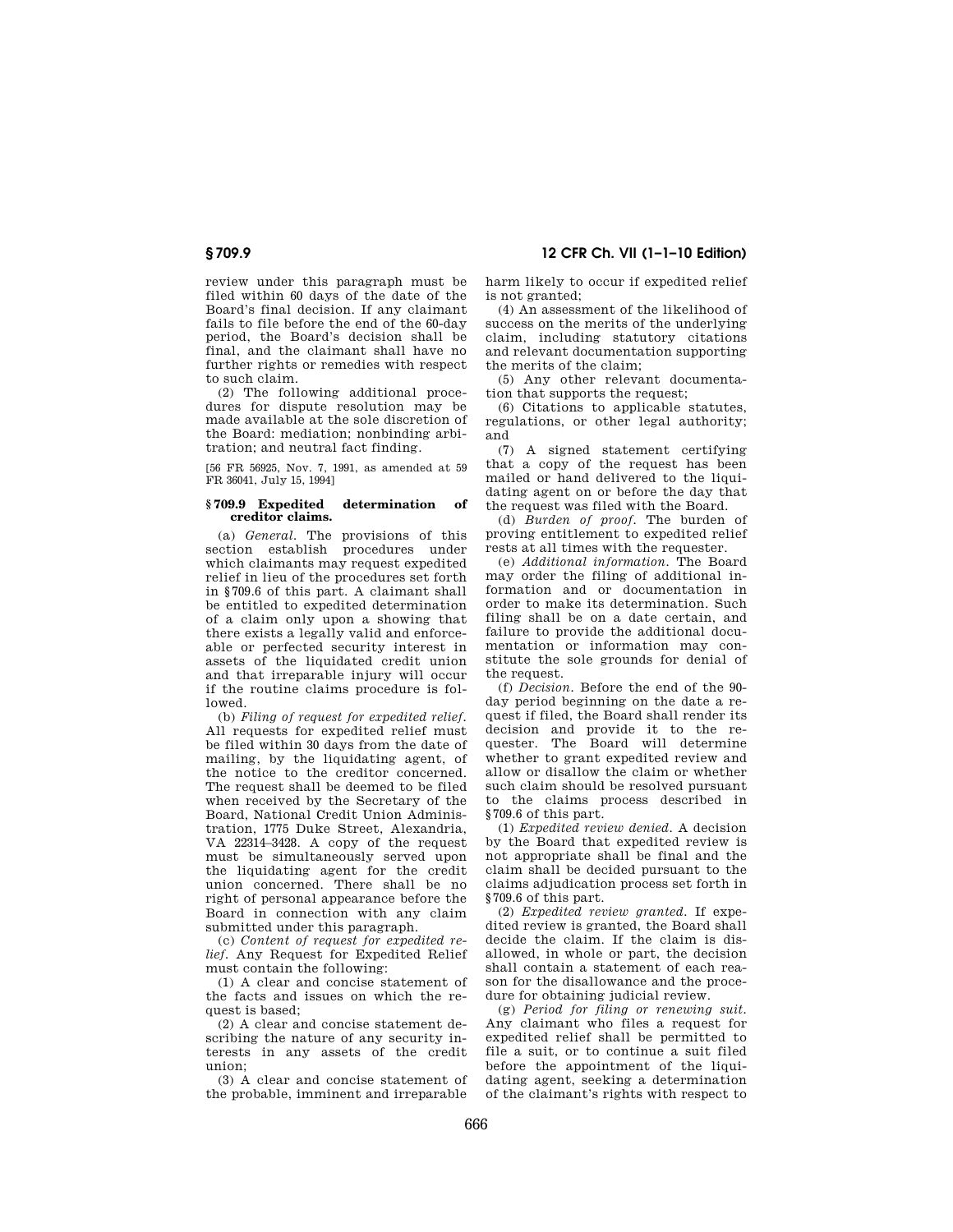review under this paragraph must be filed within 60 days of the date of the Board's final decision. If any claimant fails to file before the end of the 60-day period, the Board's decision shall be final, and the claimant shall have no further rights or remedies with respect to such claim.

(2) The following additional procedures for dispute resolution may be made available at the sole discretion of the Board: mediation; nonbinding arbitration; and neutral fact finding.

[56 FR 56925, Nov. 7, 1991, as amended at 59 FR 36041, July 15, 1994]

### § 709.9 Expedited determination of creditor claims.

(a) *General.* The provisions of this section establish procedures under which claimants may request expedited relief in lieu of the procedures set forth in § 709.6 of this part. A claimant shall be entitled to expedited determination of a claim only upon a showing that there exists a legally valid and enforceable or perfected security interest in assets of the liquidated credit union and that irreparable injury will occur if the routine claims procedure is followed.

(b) *Filing of request for expedited relief.* All requests for expedited relief must be filed within 30 days from the date of mailing, by the liquidating agent, of the notice to the creditor concerned. The request shall be deemed to be filed when received by the Secretary of the Board, National Credit Union Administration, 1775 Duke Street, Alexandria, VA 22314–3428. A copy of the request must be simultaneously served upon the liquidating agent for the credit union concerned. There shall be no right of personal appearance before the Board in connection with any claim submitted under this paragraph.

(c) *Content of request for expedited relief.* Any Request for Expedited Relief must contain the following:

(1) A clear and concise statement of the facts and issues on which the request is based;

(2) A clear and concise statement describing the nature of any security interests in any assets of the credit union;

(3) A clear and concise statement of the probable, imminent and irreparable harm likely to occur if expedited relief is not granted;

(4) An assessment of the likelihood of success on the merits of the underlying claim, including statutory citations and relevant documentation supporting the merits of the claim;

(5) Any other relevant documentation that supports the request;

(6) Citations to applicable statutes, regulations, or other legal authority; and

(7) A signed statement certifying that a copy of the request has been mailed or hand delivered to the liquidating agent on or before the day that the request was filed with the Board.

(d) *Burden of proof.* The burden of proving entitlement to expedited relief rests at all times with the requester.

(e) *Additional information.* The Board may order the filing of additional information and or documentation in order to make its determination. Such filing shall be on a date certain, and failure to provide the additional documentation or information may constitute the sole grounds for denial of the request.

(f) *Decision.* Before the end of the 90-day period beginning on the date a request if filed, the Board shall render its decision and provide it to the requester. The Board will determine whether to grant expedited review and allow or disallow the claim or whether such claim should be resolved pursuant to the claims process described in § 709.6 of this part.

(1) *Expedited review denied.* A decision by the Board that expedited review is not appropriate shall be final and the claim shall be decided pursuant to the claims adjudication process set forth in § 709.6 of this part.

(2) *Expedited review granted.* If expedited review is granted, the Board shall decide the claim. If the claim is disallowed, in whole or part, the decision shall contain a statement of each reason for the disallowance and the procedure for obtaining judicial review.

(g) *Period for filing or renewing suit.* Any claimant who files a request for expedited relief shall be permitted to file a suit, or to continue a suit filed before the appointment of the liquidating agent, seeking a determination of the claimant's rights with respect to